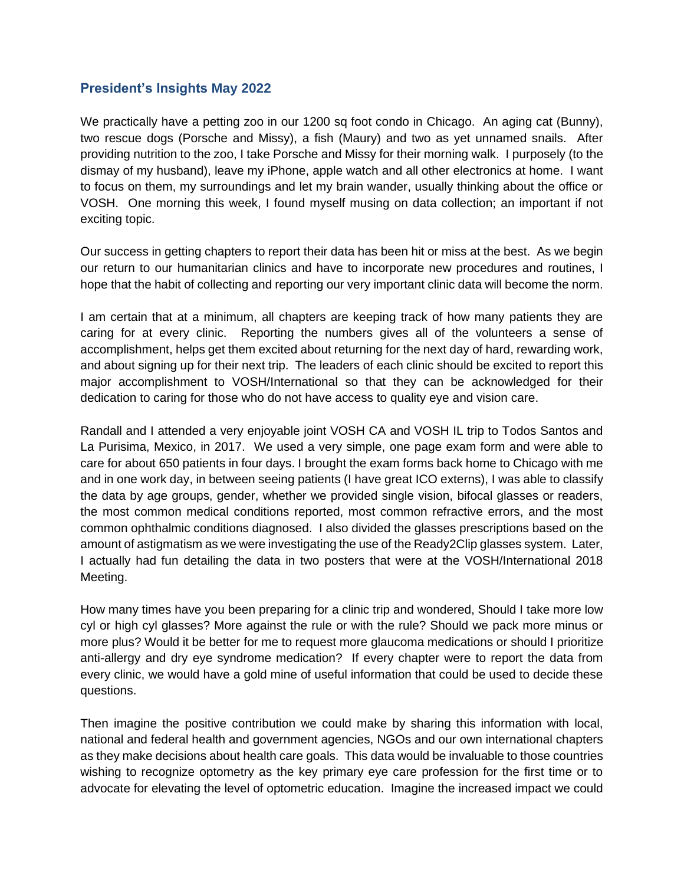## President's Insights May 2022

We practically have a petting zoo in our 1200 sq foot condo in Chicago. An aging cat (Bunny), two rescue dogs (Porsche and Missy), a fish (Maury) and two as yet unnamed snails. After providing nutrition to the zoo, I take Porsche and Missy for their morning walk. I purposely (to the dismay of my husband), leave my iPhone, apple watch and all other electronics at home. I want to focus on them, my surroundings and let my brain wander, usually thinking about the office or VOSH. One morning this week, I found myself musing on data collection; an important if not exciting topic.

Our success in getting chapters to report their data has been hit or miss at the best. As we begin our return to our humanitarian clinics and have to incorporate new procedures and routines, I hope that the habit of collecting and reporting our very important clinic data will become the norm.

I am certain that at a minimum, all chapters are keeping track of how many patients they are caring for at every clinic. Reporting the numbers gives all of the volunteers a sense of accomplishment, helps get them excited about returning for the next day of hard, rewarding work, and about signing up for their next trip. The leaders of each clinic should be excited to report this major accomplishment to VOSH/International so that they can be acknowledged for their dedication to caring for those who do not have access to quality eye and vision care.

Randall and I attended a very enjoyable joint VOSH CA and VOSH IL trip to Todos Santos and La Purisima, Mexico, in 2017. We used a very simple, one page exam form and were able to care for about 650 patients in four days. I brought the exam forms back home to Chicago with me and in one work day, in between seeing patients (I have great ICO externs), I was able to classify the data by age groups, gender, whether we provided single vision, bifocal glasses or readers, the most common medical conditions reported, most common refractive errors, and the most common ophthalmic conditions diagnosed. I also divided the glasses prescriptions based on the amount of astigmatism as we were investigating the use of the Ready2Clip glasses system. Later, I actually had fun detailing the data in two posters that were at the VOSH/International 2018 Meeting.

How many times have you been preparing for a clinic trip and wondered, Should I take more low cyl or high cyl glasses? More against the rule or with the rule? Should we pack more minus or more plus? Would it be better for me to request more glaucoma medications or should I prioritize anti-allergy and dry eye syndrome medication? If every chapter were to report the data from every clinic, we would have a gold mine of useful information that could be used to decide these questions.

Then imagine the positive contribution we could make by sharing this information with local, national and federal health and government agencies, NGOs and our own international chapters as they make decisions about health care goals. This data would be invaluable to those countries wishing to recognize optometry as the key primary eye care profession for the first time or to advocate for elevating the level of optometric education. Imagine the increased impact we could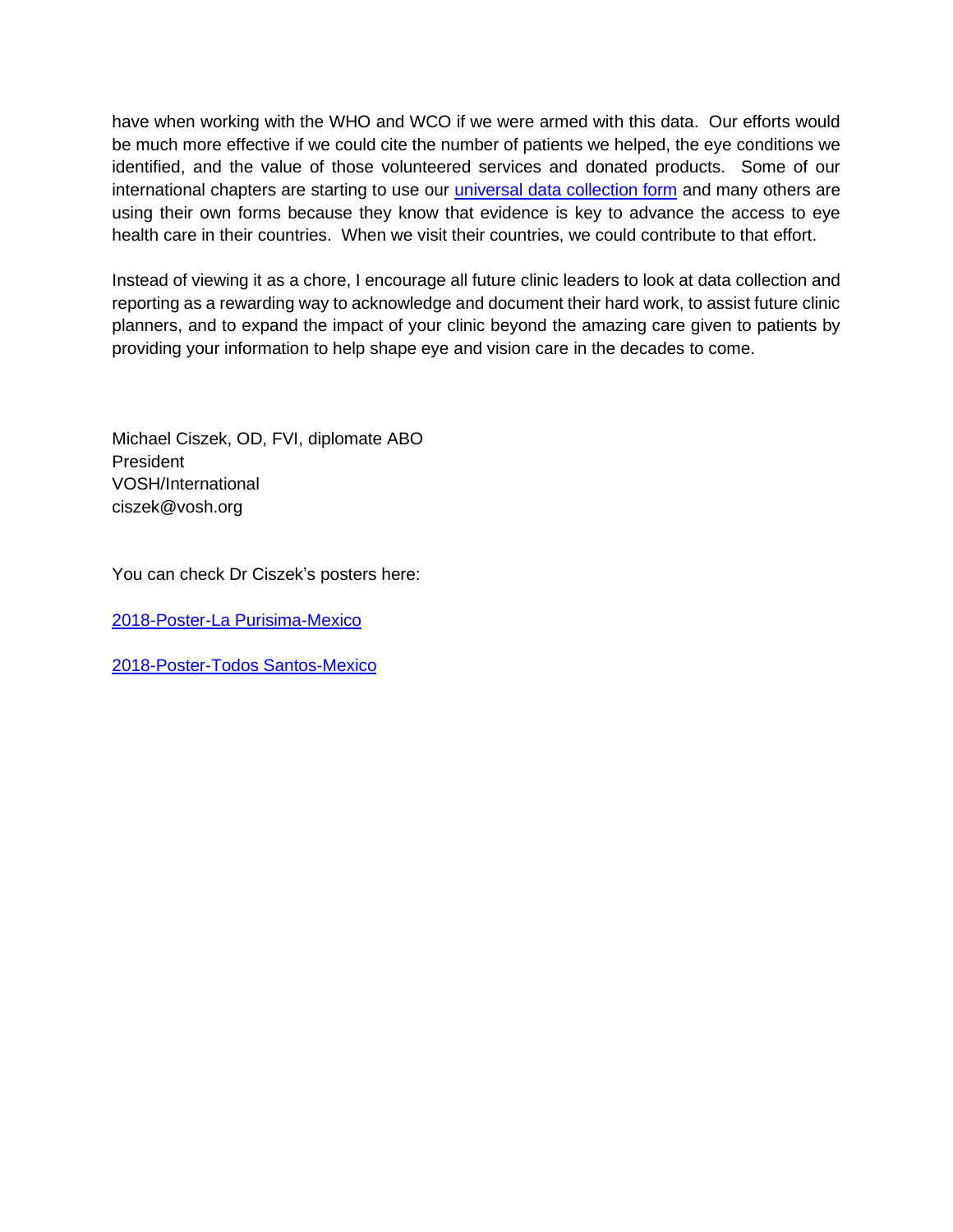have when working with the WHO and WCO if we were armed with this data. Our efforts would be much more effective if we could cite the number of patients we helped, the eye conditions we identified, and the value of those volunteered services and donated products. Some of our international chapters are starting to use our universal data collection form and many others are using their own forms because they know that evidence is key to advance the access to eye health care in their countries. When we visit their countries, we could contribute to that effort.

Instead of viewing it as a chore, I encourage all future clinic leaders to look at data collection and reporting as a rewarding way to acknowledge and document their hard work, to assist future clinic planners, and to expand the impact of your clinic beyond the amazing care given to patients by providing your information to help shape eye and vision care in the decades to come.

Michael Ciszek, OD, FVI, diplomate ABO  
President  
VOSH/International  
ciszek@vosh.org

You can check Dr Ciszek's posters here:

2018-Poster-La Purisima-Mexico

2018-Poster-Todos Santos-Mexico